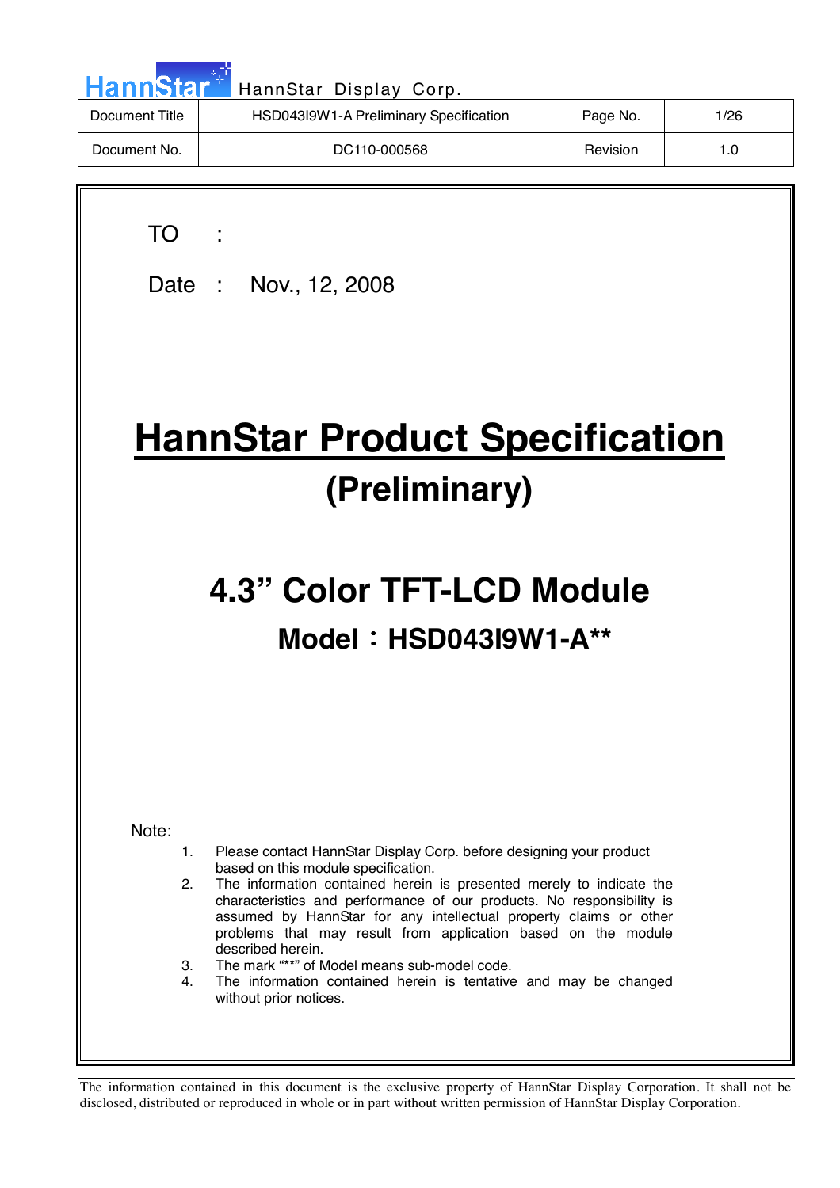HannStar Display Corp.

| Document Title | HSD043I9W1-A Preliminary Specification | Page No. | 1/26 |
| --- | --- | --- | --- |
| Document No. | DC110-000568 | Revision | 1.0 |

TO :

Date : Nov., 12, 2008

# HannStar Product Specification

## (Preliminary)

# 4.3" Color TFT-LCD Module

## Model：HSD043I9W1-A**

Note:

1. Please contact HannStar Display Corp. before designing your product based on this module specification.
2. The information contained herein is presented merely to indicate the characteristics and performance of our products. No responsibility is assumed by HannStar for any intellectual property claims or other problems that may result from application based on the module described herein.
3. The mark "**" of Model means sub-model code.
4. The information contained herein is tentative and may be changed without prior notices.

The information contained in this document is the exclusive property of HannStar Display Corporation. It shall not be disclosed, distributed or reproduced in whole or in part without written permission of HannStar Display Corporation.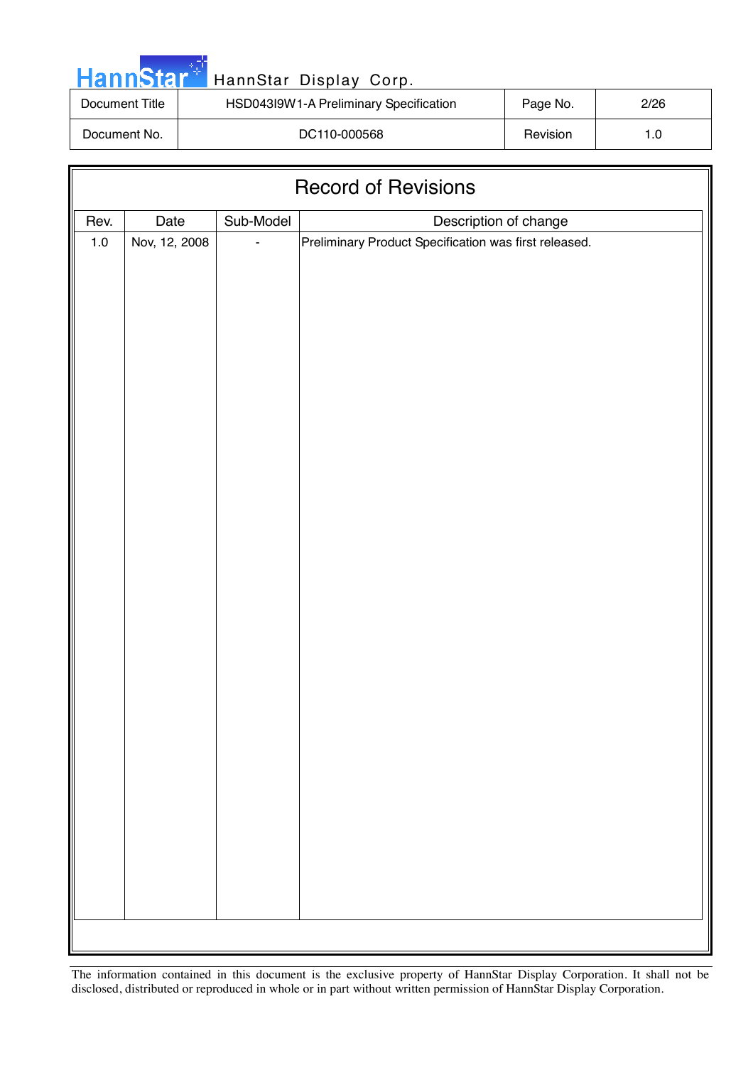## Record of Revisions

| Rev. | Date | Sub-Model | Description of change |
|---|---|---|---|
| 1.0 | Nov, 12, 2008 | - | Preliminary Product Specification was first released. |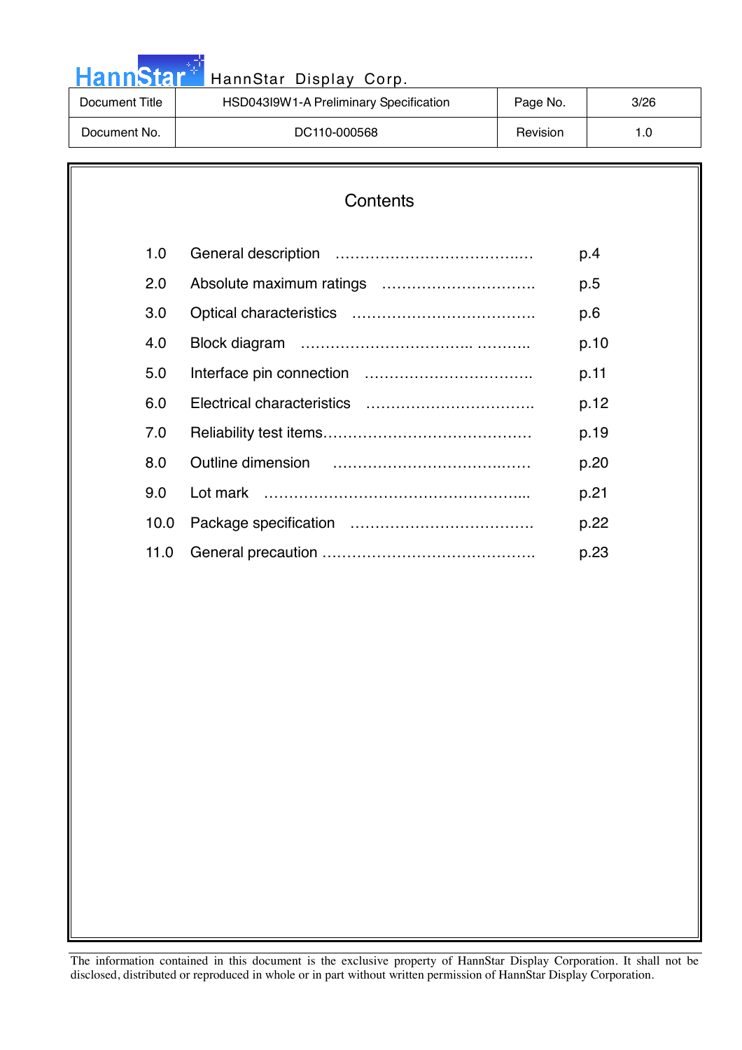# Contents

| | | |
|---|---|---|
| 1.0 | General description | p.4 |
| 2.0 | Absolute maximum ratings | p.5 |
| 3.0 | Optical characteristics | p.6 |
| 4.0 | Block diagram | p.10 |
| 5.0 | Interface pin connection | p.11 |
| 6.0 | Electrical characteristics | p.12 |
| 7.0 | Reliability test items | p.19 |
| 8.0 | Outline dimension | p.20 |
| 9.0 | Lot mark | p.21 |
| 10.0 | Package specification | p.22 |
| 11.0 | General precaution | p.23 |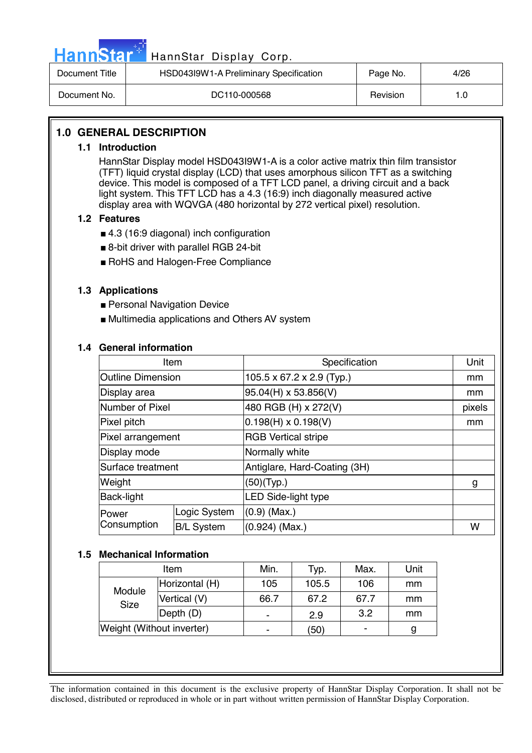## 1.0 GENERAL DESCRIPTION

### 1.1 Introduction

HannStar Display model HSD043I9W1-A is a color active matrix thin film transistor (TFT) liquid crystal display (LCD) that uses amorphous silicon TFT as a switching device. This model is composed of a TFT LCD panel, a driving circuit and a back light system. This TFT LCD has a 4.3 (16:9) inch diagonally measured active display area with WQVGA (480 horizontal by 272 vertical pixel) resolution.

### 1.2 Features

- 4.3 (16:9 diagonal) inch configuration
- 8-bit driver with parallel RGB 24-bit
- RoHS and Halogen-Free Compliance

### 1.3 Applications

- Personal Navigation Device
- Multimedia applications and Others AV system

### 1.4 General information

| Item | | Specification | Unit |
|---|---|---|---|
| Outline Dimension | | 105.5 x 67.2 x 2.9 (Typ.) | mm |
| Display area | | 95.04(H) x 53.856(V) | mm |
| Number of Pixel | | 480 RGB (H) x 272(V) | pixels |
| Pixel pitch | | 0.198(H) x 0.198(V) | mm |
| Pixel arrangement | | RGB Vertical stripe | |
| Display mode | | Normally white | |
| Surface treatment | | Antiglare, Hard-Coating (3H) | |
| Weight | | (50)(Typ.) | g |
| Back-light | | LED Side-light type | |
| Power Consumption | Logic System | (0.9) (Max.) | |
| | B/L System | (0.924) (Max.) | W |

### 1.5 Mechanical Information

| Item | | Min. | Typ. | Max. | Unit |
|---|---|---|---|---|---|
| Module Size | Horizontal (H) | 105 | 105.5 | 106 | mm |
| | Vertical (V) | 66.7 | 67.2 | 67.7 | mm |
| | Depth (D) | - | 2.9 | 3.2 | mm |
| Weight (Without inverter) | | - | (50) | - | g |

The information contained in this document is the exclusive property of HannStar Display Corporation. It shall not be disclosed, distributed or reproduced in whole or in part without written permission of HannStar Display Corporation.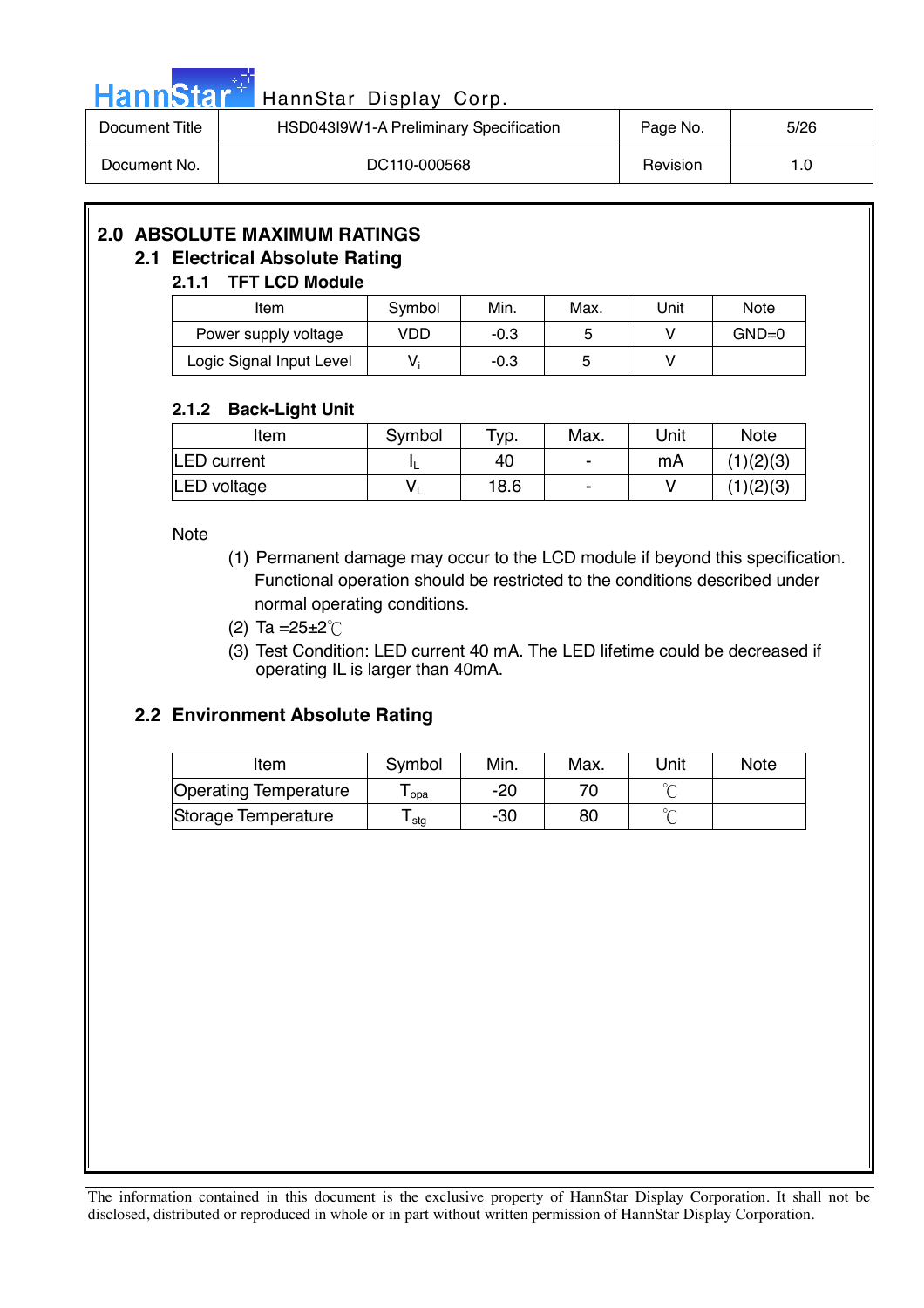## 2.0 ABSOLUTE MAXIMUM RATINGS

### 2.1 Electrical Absolute Rating

#### 2.1.1 TFT LCD Module

| Item | Symbol | Min. | Max. | Unit | Note |
|---|---|---|---|---|---|
| Power supply voltage | VDD | -0.3 | 5 | V | GND=0 |
| Logic Signal Input Level | $V_i$ | -0.3 | 5 | V | |

#### 2.1.2 Back-Light Unit

| Item | Symbol | Typ. | Max. | Unit | Note |
|---|---|---|---|---|---|
| LED current | $I_L$ | 40 | - | mA | (1)(2)(3) |
| LED voltage | $V_L$ | 18.6 | - | V | (1)(2)(3) |

Note

(1) Permanent damage may occur to the LCD module if beyond this specification. Functional operation should be restricted to the conditions described under normal operating conditions.

(2) Ta =25±2℃

(3) Test Condition: LED current 40 mA. The LED lifetime could be decreased if operating IL is larger than 40mA.

### 2.2 Environment Absolute Rating

| Item | Symbol | Min. | Max. | Unit | Note |
|---|---|---|---|---|---|
| Operating Temperature | $T_{opa}$ | -20 | 70 | ℃ | |
| Storage Temperature | $T_{stg}$ | -30 | 80 | ℃ | |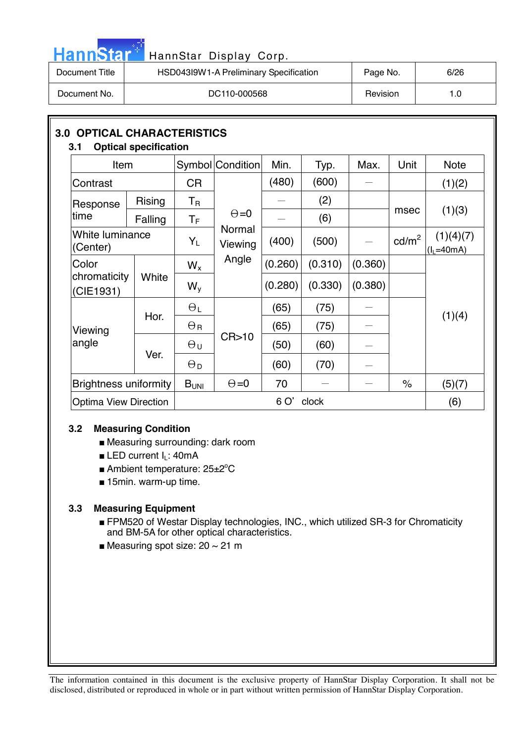## 3.0 OPTICAL CHARACTERISTICS

### 3.1 Optical specification

| Item | | Symbol | Condition | Min. | Typ. | Max. | Unit | Note |
|---|---|---|---|---|---|---|---|---|
| Contrast | | CR | Θ=0 Normal Viewing Angle | (480) | (600) | — | | (1)(2) |
| Response time | Rising | $T_R$ | | — | (2) | | msec | (1)(3) |
| | Falling | $T_F$ | | — | (6) | | | |
| White luminance (Center) | | $Y_L$ | | (400) | (500) | — | cd/m$^2$ | (1)(4)(7) ($I_L$=40mA) |
| Color chromaticity (CIE1931) | White | $W_x$ | | (0.260) | (0.310) | (0.360) | | (1)(4) |
| | | $W_y$ | | (0.280) | (0.330) | (0.380) | | |
| Viewing angle | Hor. | $\Theta_L$ | CR>10 | (65) | (75) | — | | |
| | | $\Theta_R$ | | (65) | (75) | — | | |
| | Ver. | $\Theta_U$ | | (50) | (60) | — | | |
| | | $\Theta_D$ | | (60) | (70) | — | | |
| Brightness uniformity | | $B_{UNI}$ | Θ=0 | 70 | — | — | % | (5)(7) |
| Optima View Direction | | 6 O' clock | | | | | | (6) |

### 3.2 Measuring Condition

- Measuring surrounding: dark room
- LED current $I_L$: 40mA
- Ambient temperature: 25±2°C
- 15min. warm-up time.

### 3.3 Measuring Equipment

- FPM520 of Westar Display technologies, INC., which utilized SR-3 for Chromaticity and BM-5A for other optical characteristics.
- Measuring spot size: 20 ~ 21 m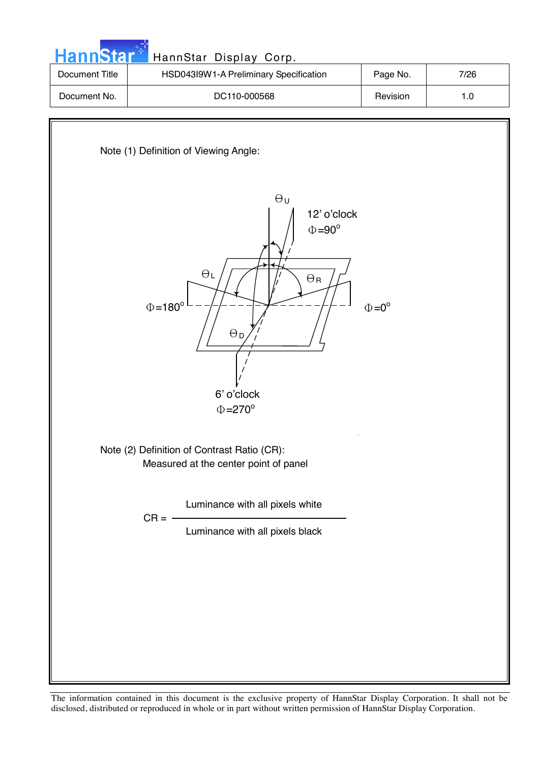Note (1) Definition of Viewing Angle:

$\Theta_U$

12' o'clock
$\Phi = 90^o$

$\Theta_L$

$\Theta_R$

$\Phi = 180^o$

$\Phi = 0^o$

$\Theta_D$

6' o'clock
$\Phi = 270^o$

Note (2) Definition of Contrast Ratio (CR):
Measured at the center point of panel

$$CR = \frac{\text{Luminance with all pixels white}}{\text{Luminance with all pixels black}}$$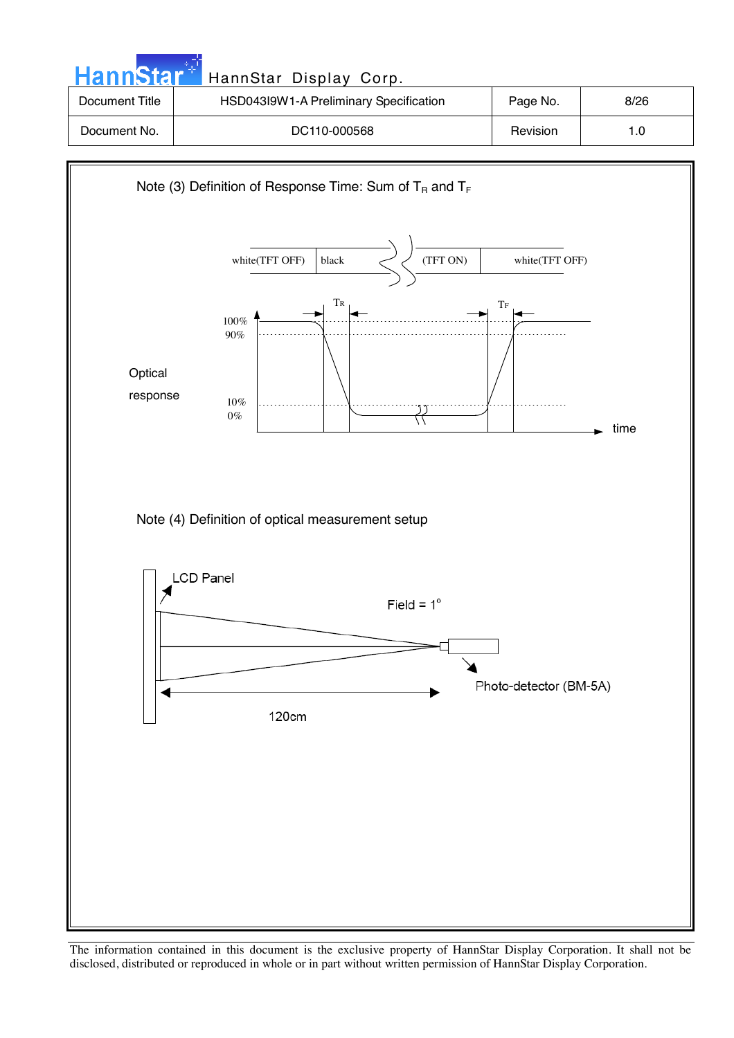Note (3) Definition of Response Time: Sum of $T_R$ and $T_F$

white(TFT OFF) | black | (TFT ON) | white(TFT OFF)

$T_R$ $T_F$

100%
90%

Optical
response

10%
0%

time

Note (4) Definition of optical measurement setup

LCD Panel

Field = 1°

Photo-detector (BM-5A)

120cm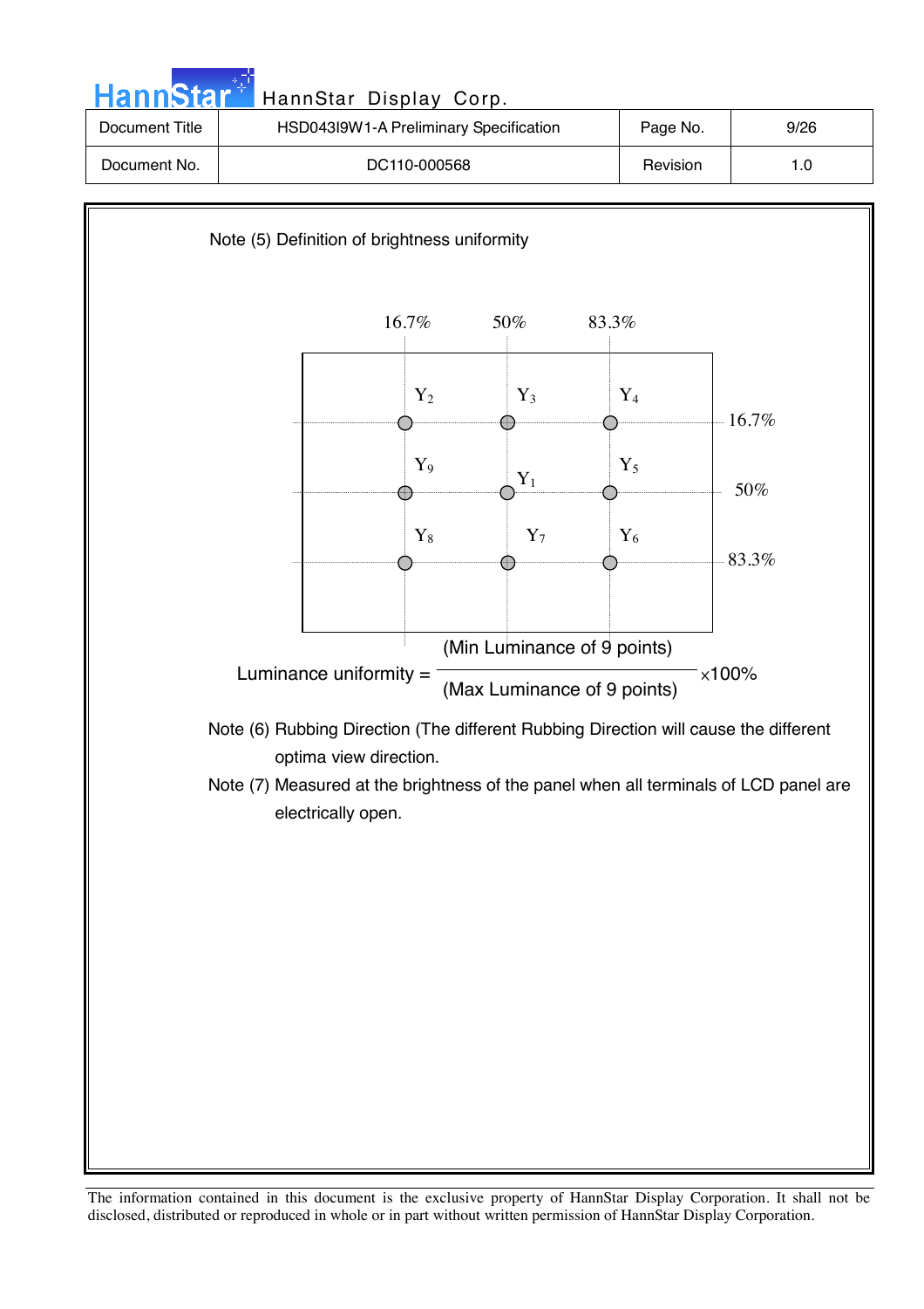Note (5) Definition of brightness uniformity

| | 16.7% | 50% | 83.3% |
|---|---|---|---|
| 16.7% | $Y_2$ | $Y_3$ | $Y_4$ |
| 50% | $Y_9$ | $Y_1$ | $Y_5$ |
| 83.3% | $Y_8$ | $Y_7$ | $Y_6$ |

$$\text{Luminance uniformity} = \frac{\text{(Min Luminance of 9 points)}}{\text{(Max Luminance of 9 points)}} \times 100\%$$

Note (6) Rubbing Direction (The different Rubbing Direction will cause the different optima view direction.

Note (7) Measured at the brightness of the panel when all terminals of LCD panel are electrically open.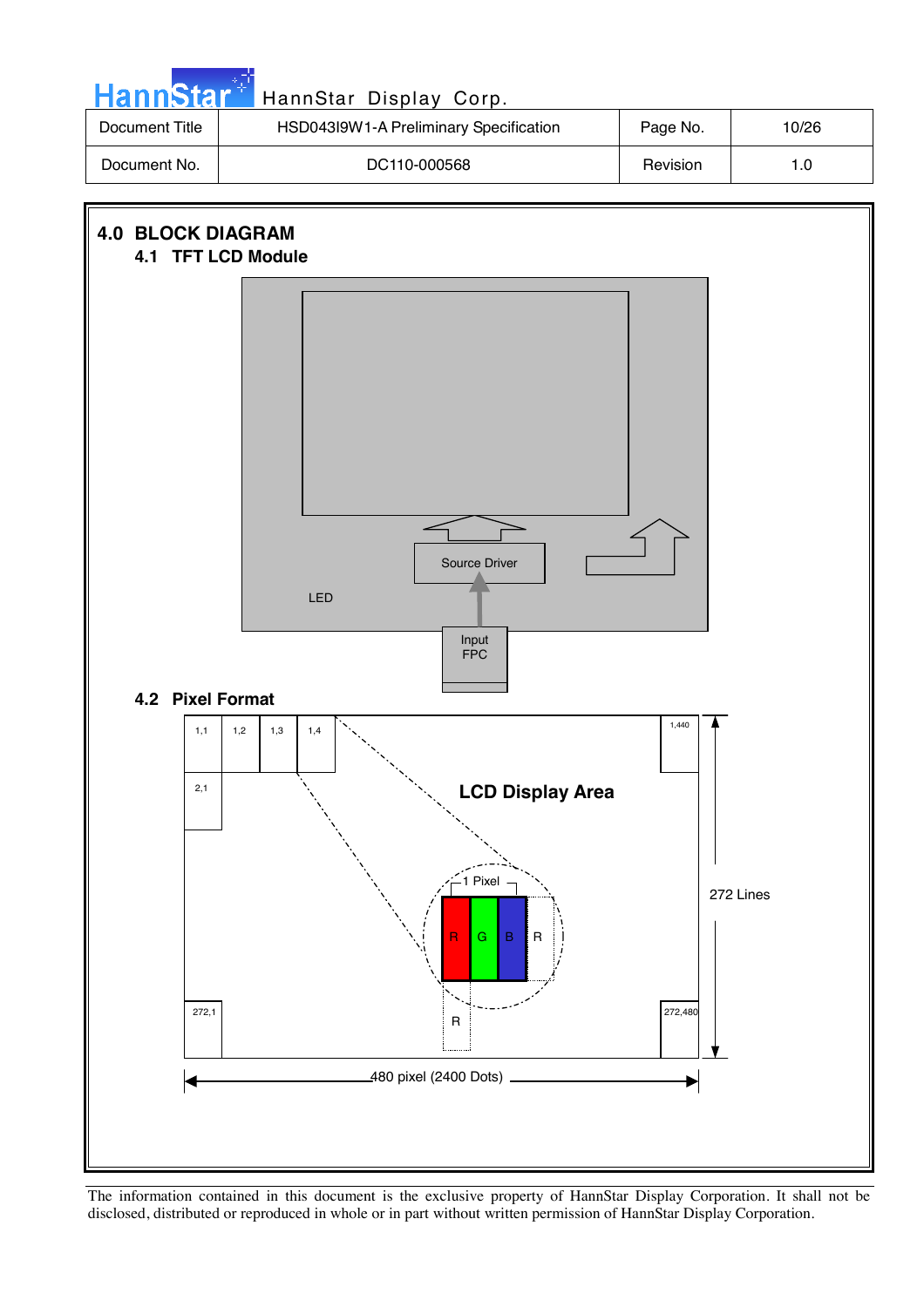## 4.0 BLOCK DIAGRAM

### 4.1 TFT LCD Module

Source Driver

LED

Input FPC

### 4.2 Pixel Format

1,1 | 1,2 | 1,3 | 1,4 | 1,440

2,1

LCD Display Area

1 Pixel

R G B R

R

272,1 | 272,480

272 Lines

480 pixel (2400 Dots)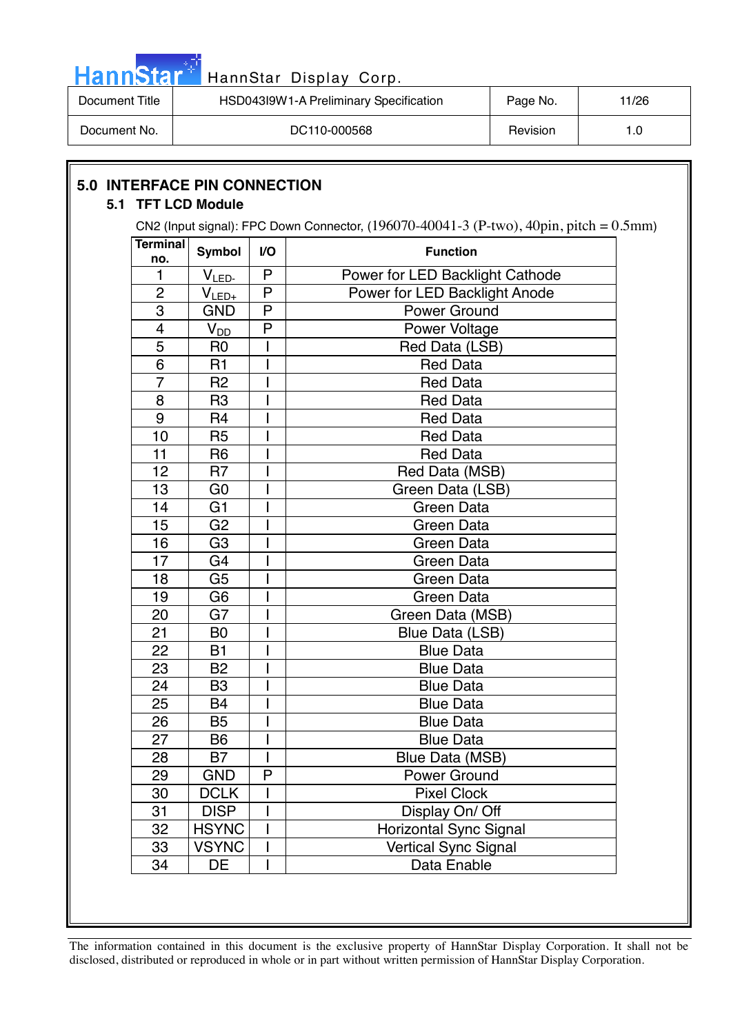## 5.0 INTERFACE PIN CONNECTION

### 5.1 TFT LCD Module

CN2 (Input signal): FPC Down Connector, (196070-40041-3 (P-two), 40pin, pitch = 0.5mm)

| Terminal no. | Symbol | I/O | Function |
|---|---|---|---|
| 1 | $V_{LED-}$ | P | Power for LED Backlight Cathode |
| 2 | $V_{LED+}$ | P | Power for LED Backlight Anode |
| 3 | GND | P | Power Ground |
| 4 | $V_{DD}$ | P | Power Voltage |
| 5 | R0 | I | Red Data (LSB) |
| 6 | R1 | I | Red Data |
| 7 | R2 | I | Red Data |
| 8 | R3 | I | Red Data |
| 9 | R4 | I | Red Data |
| 10 | R5 | I | Red Data |
| 11 | R6 | I | Red Data |
| 12 | R7 | I | Red Data (MSB) |
| 13 | G0 | I | Green Data (LSB) |
| 14 | G1 | I | Green Data |
| 15 | G2 | I | Green Data |
| 16 | G3 | I | Green Data |
| 17 | G4 | I | Green Data |
| 18 | G5 | I | Green Data |
| 19 | G6 | I | Green Data |
| 20 | G7 | I | Green Data (MSB) |
| 21 | B0 | I | Blue Data (LSB) |
| 22 | B1 | I | Blue Data |
| 23 | B2 | I | Blue Data |
| 24 | B3 | I | Blue Data |
| 25 | B4 | I | Blue Data |
| 26 | B5 | I | Blue Data |
| 27 | B6 | I | Blue Data |
| 28 | B7 | I | Blue Data (MSB) |
| 29 | GND | P | Power Ground |
| 30 | DCLK | I | Pixel Clock |
| 31 | DISP | I | Display On/ Off |
| 32 | HSYNC | I | Horizontal Sync Signal |
| 33 | VSYNC | I | Vertical Sync Signal |
| 34 | DE | I | Data Enable |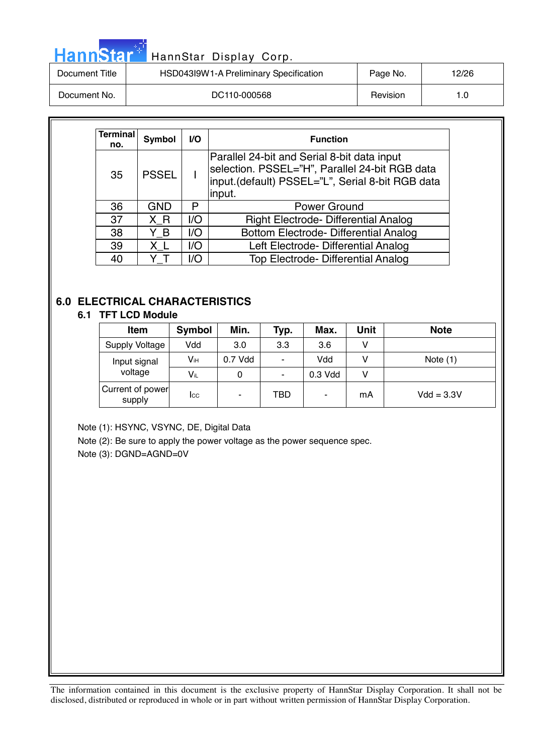| Terminal no. | Symbol | I/O | Function |
|---|---|---|---|
| 35 | PSSEL | I | Parallel 24-bit and Serial 8-bit data input selection. PSSEL="H", Parallel 24-bit RGB data input.(default) PSSEL="L", Serial 8-bit RGB data input. |
| 36 | GND | P | Power Ground |
| 37 | X_R | I/O | Right Electrode- Differential Analog |
| 38 | Y_B | I/O | Bottom Electrode- Differential Analog |
| 39 | X_L | I/O | Left Electrode- Differential Analog |
| 40 | Y_T | I/O | Top Electrode- Differential Analog |

## 6.0 ELECTRICAL CHARACTERISTICS

### 6.1 TFT LCD Module

| Item | Symbol | Min. | Typ. | Max. | Unit | Note |
|---|---|---|---|---|---|---|
| Supply Voltage | Vdd | 3.0 | 3.3 | 3.6 | V | |
| Input signal voltage | $V_{IH}$ | 0.7 Vdd | - | Vdd | V | Note (1) |
| | $V_{IL}$ | 0 | - | 0.3 Vdd | V | |
| Current of power supply | $I_{CC}$ | - | TBD | - | mA | Vdd = 3.3V |

Note (1): HSYNC, VSYNC, DE, Digital Data

Note (2): Be sure to apply the power voltage as the power sequence spec.

Note (3): DGND=AGND=0V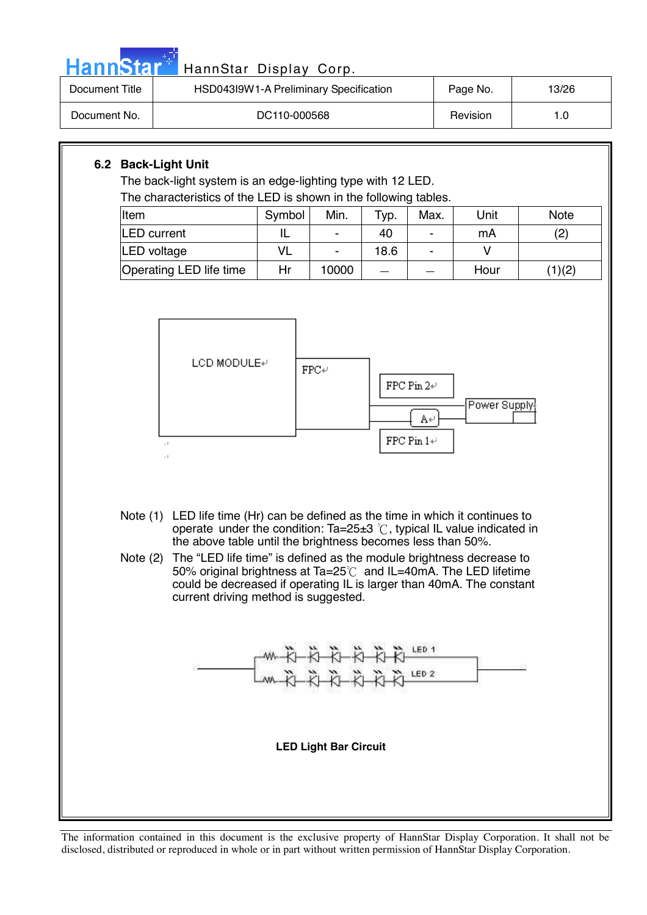### 6.2 Back-Light Unit

The back-light system is an edge-lighting type with 12 LED.

The characteristics of the LED is shown in the following tables.

| Item | Symbol | Min. | Typ. | Max. | Unit | Note |
|---|---|---|---|---|---|---|
| LED current | IL | - | 40 | - | mA | (2) |
| LED voltage | VL | - | 18.6 | - | V | |
| Operating LED life time | Hr | 10000 | — | — | Hour | (1)(2) |

LCD MODULE

FPC

FPC Pin 2

A

Power Supply

FPC Pin 1

Note (1) LED life time (Hr) can be defined as the time in which it continues to operate under the condition: Ta=25±3 ℃, typical IL value indicated in the above table until the brightness becomes less than 50%.

Note (2) The "LED life time" is defined as the module brightness decrease to 50% original brightness at Ta=25℃ and IL=40mA. The LED lifetime could be decreased if operating IL is larger than 40mA. The constant current driving method is suggested.

LED 1

LED 2

**LED Light Bar Circuit**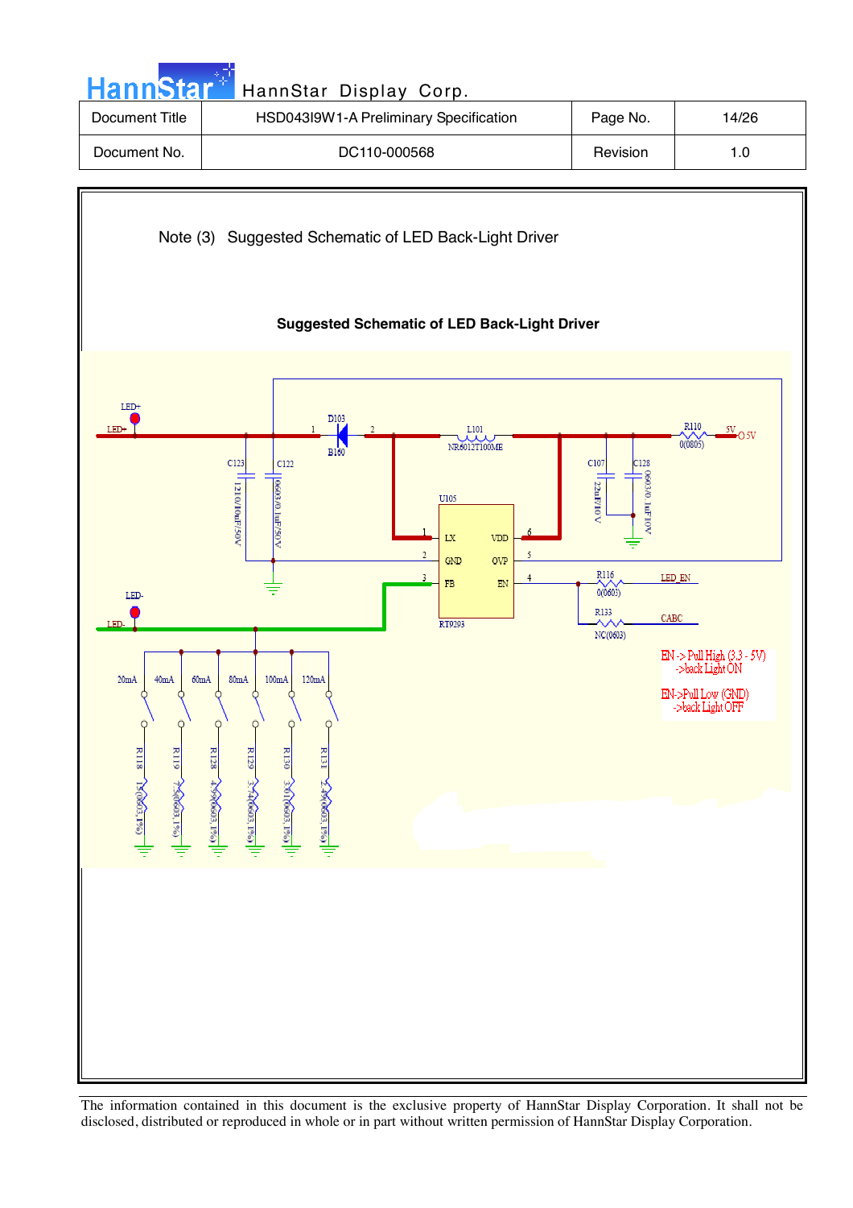Note (3) Suggested Schematic of LED Back-Light Driver

**Suggested Schematic of LED Back-Light Driver**

LED+

LED+

D103

B160

L101

NR6012T100ME

R110

0(0805)

5V

5V

C123

1210/10uF/50V

C122

0603/0.1uF/50V

C107

22uF/10V

C128

0603/0.1uF/10V

U105

LX

VDD

GND

OVP

FB

EN

RT9293

R116

0(0603)

LED_EN

R133

NC(0603)

CABC

LED-

LED-

20mA 40mA 60mA 80mA 100mA 120mA

R118 15(0603,1%)

R119 7.5(0603,1%)

R128 4.99(0603,1%)

R129 3.74(0603,1%)

R130 3.01(0603,1%)

R131 2.49(0603,1%)

EN -> Pull High (3.3 - 5V)
->back Light ON

EN->Pull Low (GND)
->back Light OFF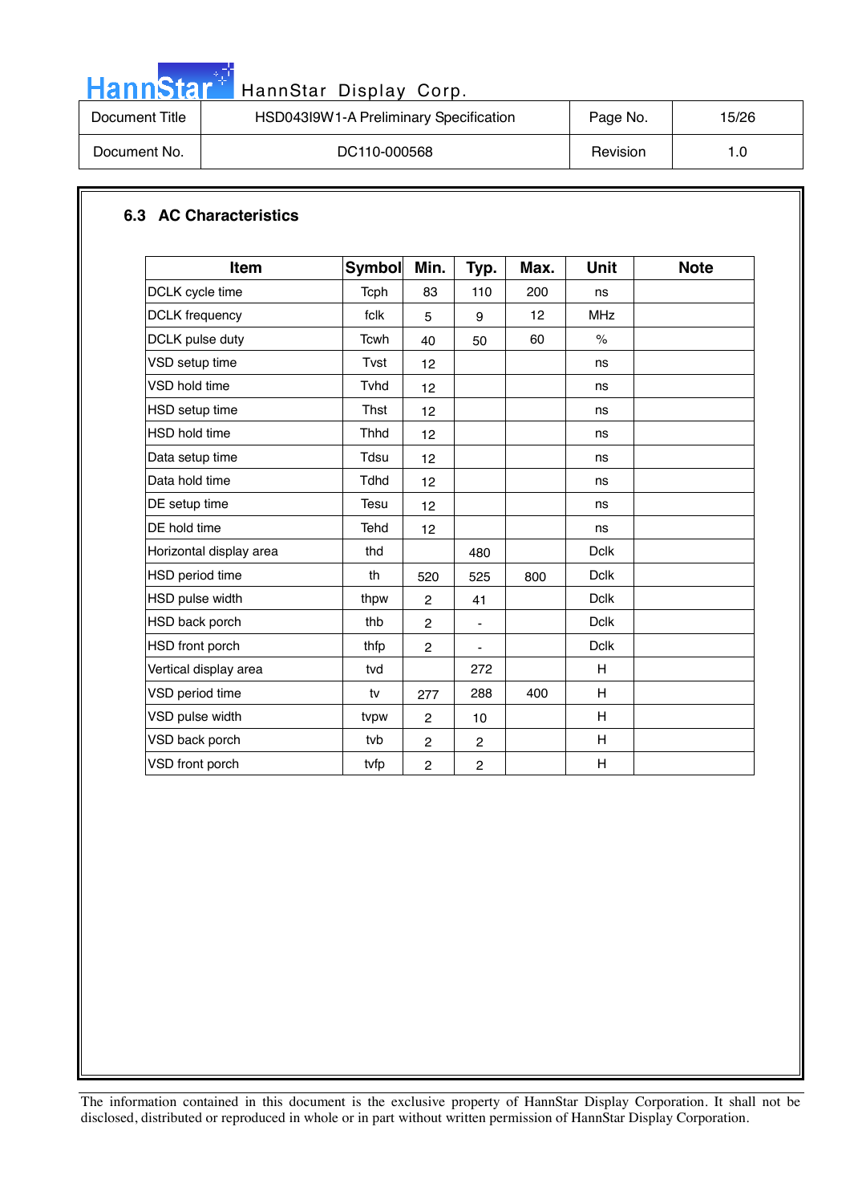### 6.3 AC Characteristics

| Item | Symbol | Min. | Typ. | Max. | Unit | Note |
|---|---|---|---|---|---|---|
| DCLK cycle time | Tcph | 83 | 110 | 200 | ns | |
| DCLK frequency | fclk | 5 | 9 | 12 | MHz | |
| DCLK pulse duty | Tcwh | 40 | 50 | 60 | % | |
| VSD setup time | Tvst | 12 | | | ns | |
| VSD hold time | Tvhd | 12 | | | ns | |
| HSD setup time | Thst | 12 | | | ns | |
| HSD hold time | Thhd | 12 | | | ns | |
| Data setup time | Tdsu | 12 | | | ns | |
| Data hold time | Tdhd | 12 | | | ns | |
| DE setup time | Tesu | 12 | | | ns | |
| DE hold time | Tehd | 12 | | | ns | |
| Horizontal display area | thd | | 480 | | Dclk | |
| HSD period time | th | 520 | 525 | 800 | Dclk | |
| HSD pulse width | thpw | 2 | 41 | | Dclk | |
| HSD back porch | thb | 2 | - | | Dclk | |
| HSD front porch | thfp | 2 | - | | Dclk | |
| Vertical display area | tvd | | 272 | | H | |
| VSD period time | tv | 277 | 288 | 400 | H | |
| VSD pulse width | tvpw | 2 | 10 | | H | |
| VSD back porch | tvb | 2 | 2 | | H | |
| VSD front porch | tvfp | 2 | 2 | | H | |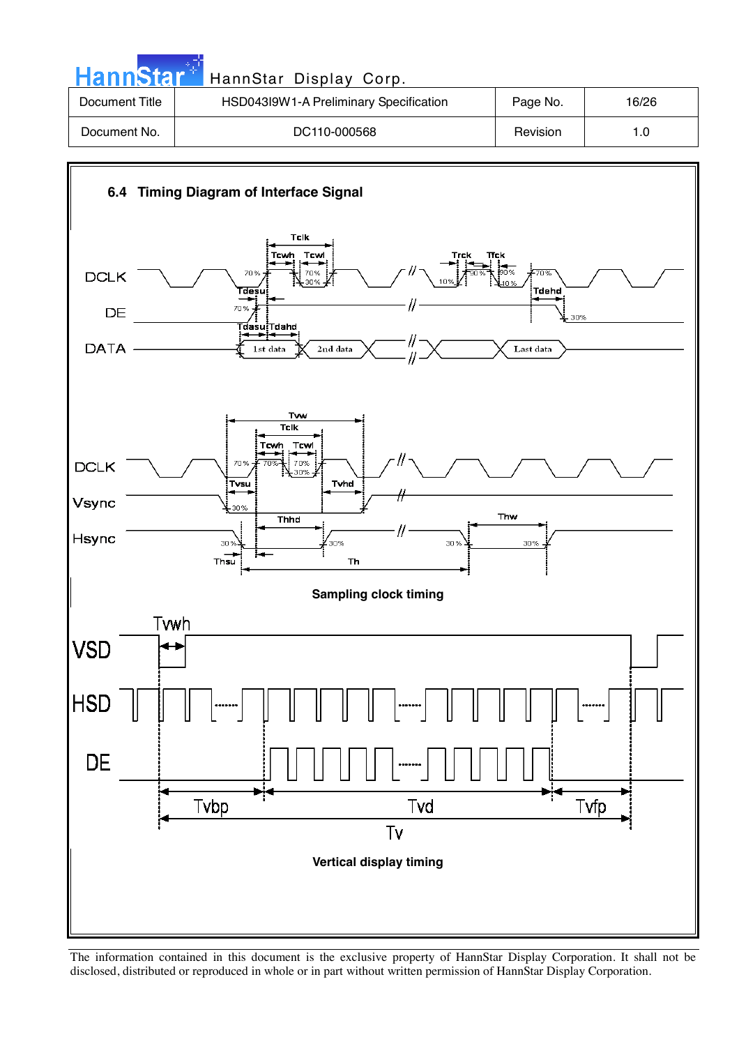### 6.4 Timing Diagram of Interface Signal

**Sampling clock timing**

**Vertical display timing**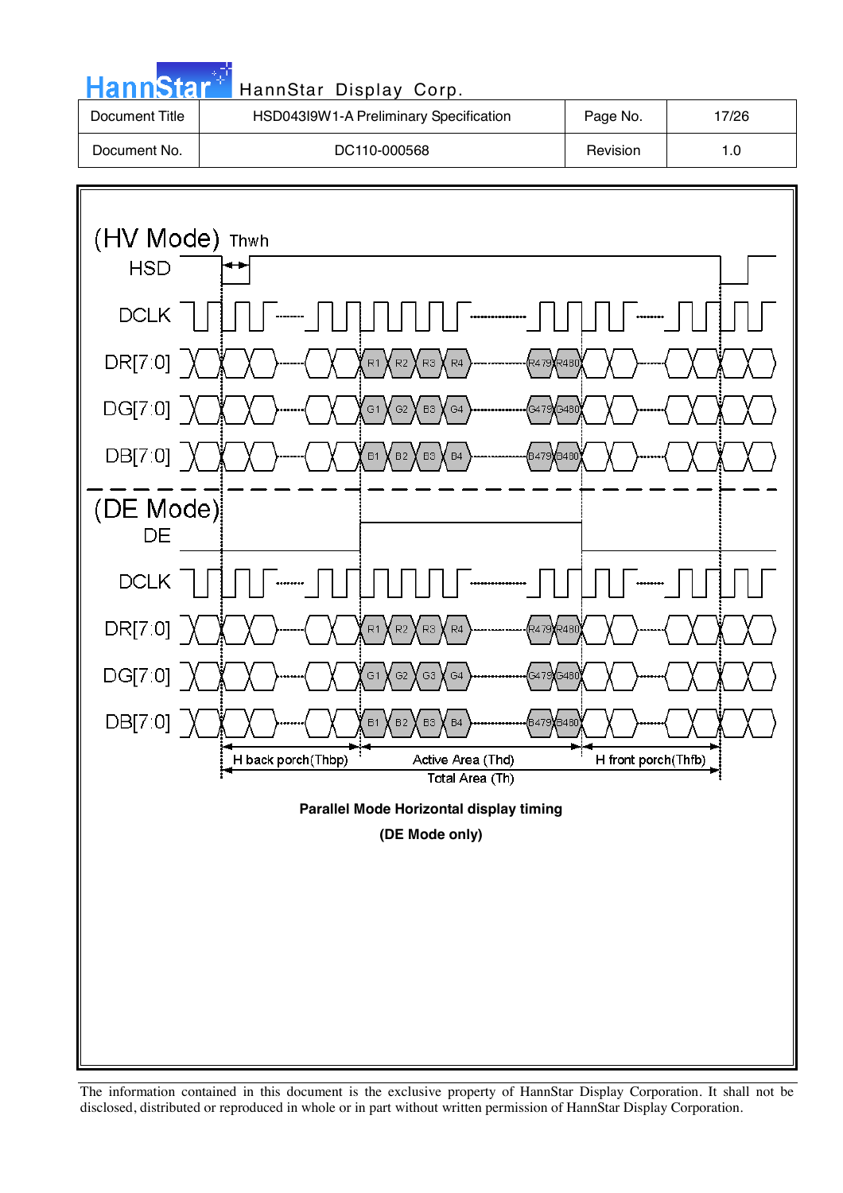(HV Mode) Thwh

HSD

DCLK

DR[7:0] R1 R2 R3 R4 R479 R480

DG[7:0] G1 G2 G3 G4 G479 G480

DB[7:0] B1 B2 B3 B4 B479 B480

(DE Mode)

DE

DCLK

DR[7:0] R1 R2 R3 R4 R479 R480

DG[7:0] G1 G2 G3 G4 G479 G480

DB[7:0] B1 B2 B3 B4 B479 B480

H back porch(Thbp) Active Area (Thd) H front porch(Thfb)

Total Area (Th)

**Parallel Mode Horizontal display timing**

**(DE Mode only)**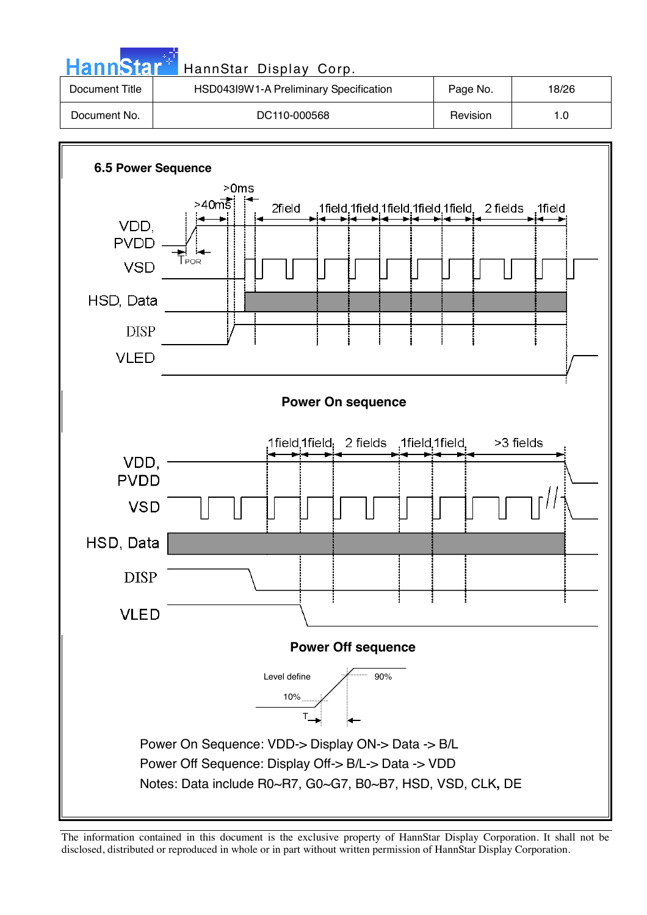### 6.5 Power Sequence

Power On sequence

Power Off sequence

Power On Sequence: VDD-> Display ON-> Data -> B/L

Power Off Sequence: Display Off-> B/L-> Data -> VDD

Notes: Data include R0~R7, G0~G7, B0~B7, HSD, VSD, CLK, DE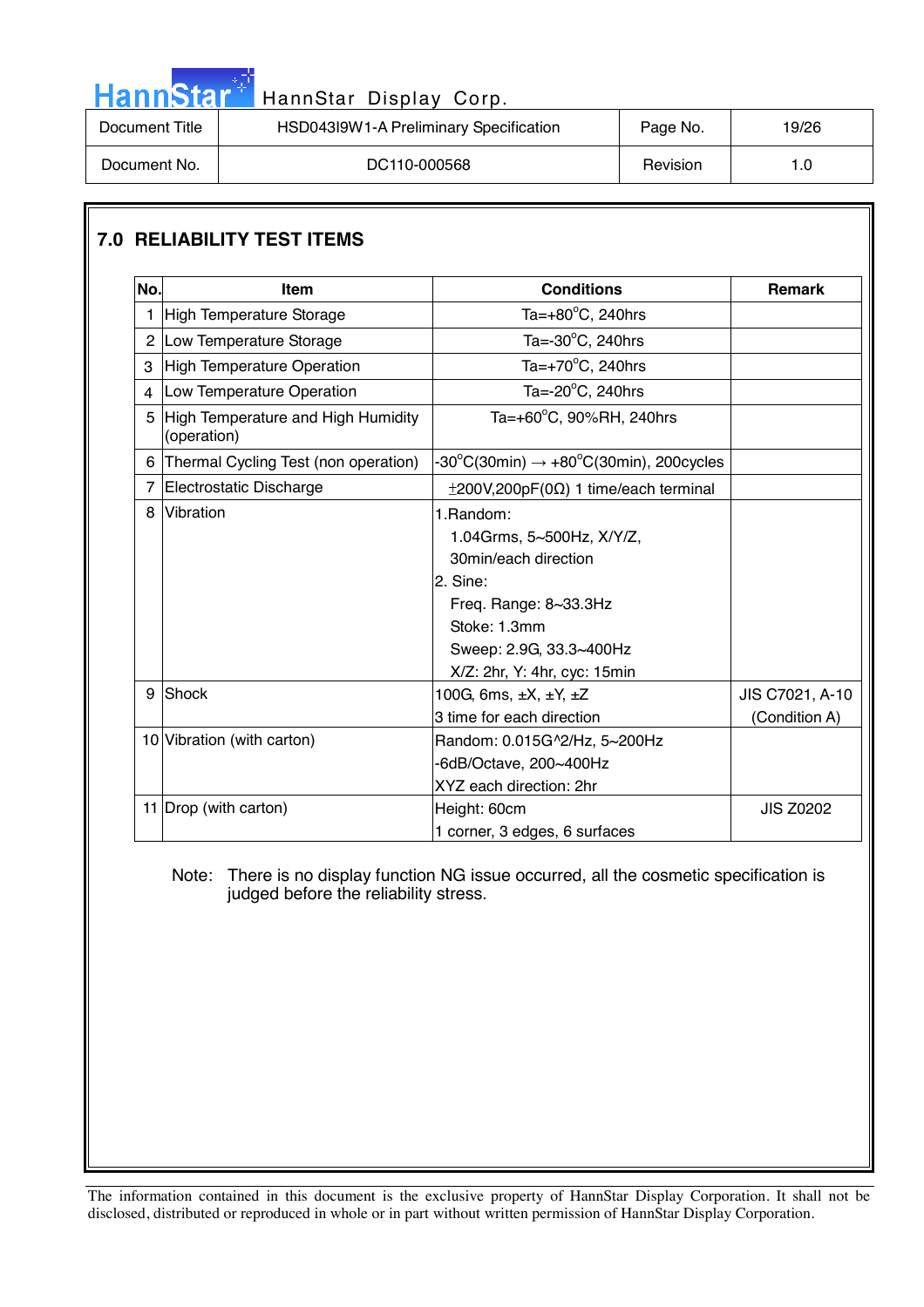## 7.0 RELIABILITY TEST ITEMS

| No. | Item | Conditions | Remark |
|---|---|---|---|
| 1 | High Temperature Storage | Ta=+80°C, 240hrs | |
| 2 | Low Temperature Storage | Ta=-30°C, 240hrs | |
| 3 | High Temperature Operation | Ta=+70°C, 240hrs | |
| 4 | Low Temperature Operation | Ta=-20°C, 240hrs | |
| 5 | High Temperature and High Humidity (operation) | Ta=+60°C, 90%RH, 240hrs | |
| 6 | Thermal Cycling Test (non operation) | -30°C(30min) → +80°C(30min), 200cycles | |
| 7 | Electrostatic Discharge | ±200V,200pF(0Ω) 1 time/each terminal | |
| 8 | Vibration | 1.Random: 1.04Grms, 5~500Hz, X/Y/Z, 30min/each direction<br>2. Sine: Freq. Range: 8~33.3Hz Stoke: 1.3mm Sweep: 2.9G, 33.3~400Hz X/Z: 2hr, Y: 4hr, cyc: 15min | |
| 9 | Shock | 100G, 6ms, ±X, ±Y, ±Z<br>3 time for each direction | JIS C7021, A-10 (Condition A) |
| 10 | Vibration (with carton) | Random: 0.015G^2/Hz, 5~200Hz<br>-6dB/Octave, 200~400Hz<br>XYZ each direction: 2hr | |
| 11 | Drop (with carton) | Height: 60cm<br>1 corner, 3 edges, 6 surfaces | JIS Z0202 |

Note: There is no display function NG issue occurred, all the cosmetic specification is judged before the reliability stress.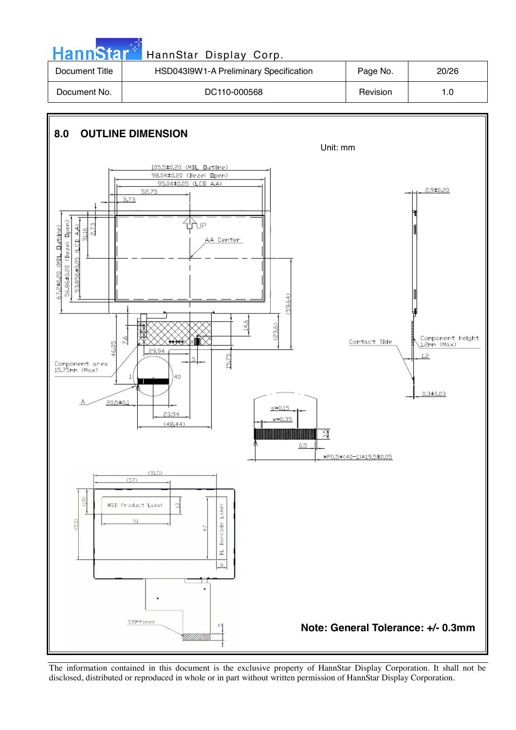## 8.0 OUTLINE DIMENSION

Unit: mm

105.5±0.20 (MDL Outline)
98.04±0.20 (Bezel Open)
95.04±0.05 (LCD A.A)
52.75
3.73

67.2±0.20 (MDL Outline)
56.86±0.20 (Bezel Open)
53.856±0.05 (LCD A.A)
31.16
2.73

UP
A.A Center

(59.64)
(23.6)
14.6
46.05
7.6
29.94
5
15.75

Component area
15.75mm (Max)

1
40

A
P0.5±0.1
23.94
(48.44)

2.9±0.20

Contact Side

Component height
1.2mm (Max)

1.2
0.3±0.03

s=0.15
w=0.35
3.5
0.5
*P0.5*(40-1)=19.5±0.05

(91.5)
(57)
(9)
(53)
HSD Product Label
13
51
47
BL Barcode Label
8

Stiffener
5

**Note: General Tolerance: +/- 0.3mm**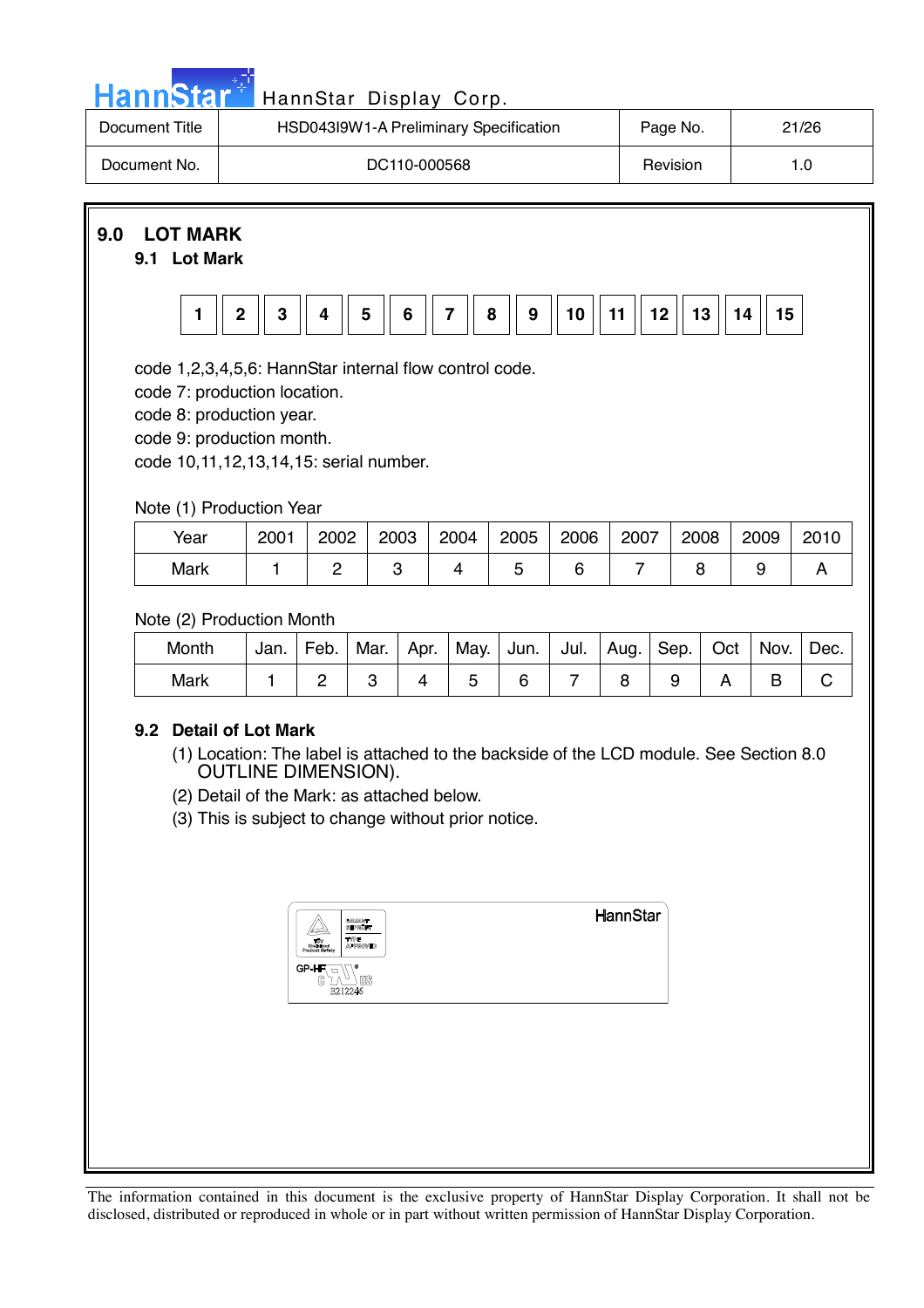## 9.0 LOT MARK

### 9.1 Lot Mark

| 1 | 2 | 3 | 4 | 5 | 6 | 7 | 8 | 9 | 10 | 11 | 12 | 13 | 14 | 15 |
|---|---|---|---|---|---|---|---|---|---|---|---|---|---|---|

code 1,2,3,4,5,6: HannStar internal flow control code.
code 7: production location.
code 8: production year.
code 9: production month.
code 10,11,12,13,14,15: serial number.

Note (1) Production Year

| Year | 2001 | 2002 | 2003 | 2004 | 2005 | 2006 | 2007 | 2008 | 2009 | 2010 |
|---|---|---|---|---|---|---|---|---|---|---|
| Mark | 1 | 2 | 3 | 4 | 5 | 6 | 7 | 8 | 9 | A |

Note (2) Production Month

| Month | Jan. | Feb. | Mar. | Apr. | May. | Jun. | Jul. | Aug. | Sep. | Oct | Nov. | Dec. |
|---|---|---|---|---|---|---|---|---|---|---|---|---|
| Mark | 1 | 2 | 3 | 4 | 5 | 6 | 7 | 8 | 9 | A | B | C |

### 9.2 Detail of Lot Mark

(1) Location: The label is attached to the backside of the LCD module. See Section 8.0 OUTLINE DIMENSION).

(2) Detail of the Mark: as attached below.

(3) This is subject to change without prior notice.

HannStar

GP-HF

E212246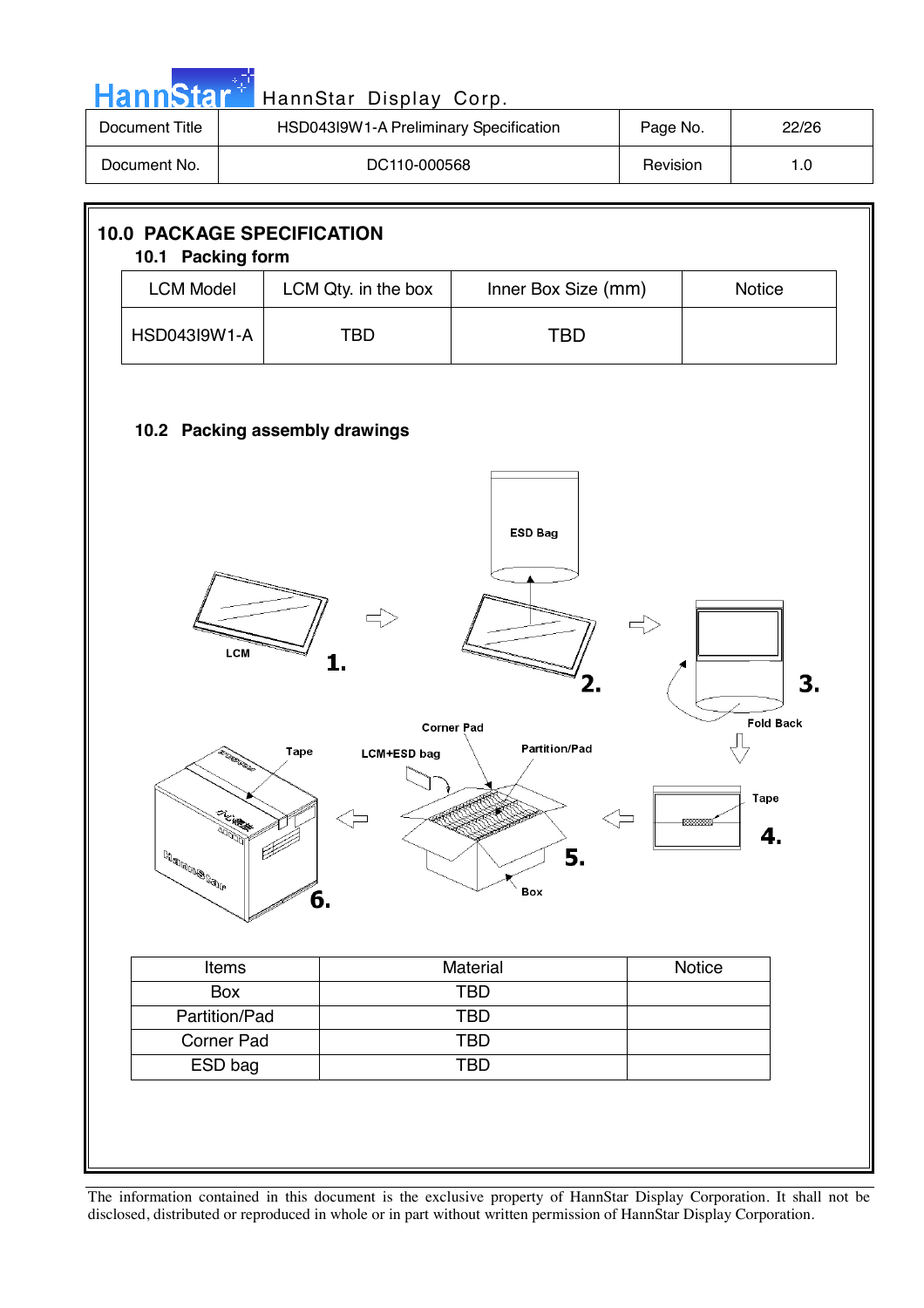## 10.0 PACKAGE SPECIFICATION

### 10.1 Packing form

| LCM Model | LCM Qty. in the box | Inner Box Size (mm) | Notice |
|---|---|---|---|
| HSD043I9W1-A | TBD | TBD | |

### 10.2 Packing assembly drawings

| Items | Material | Notice |
|---|---|---|
| Box | TBD | |
| Partition/Pad | TBD | |
| Corner Pad | TBD | |
| ESD bag | TBD | |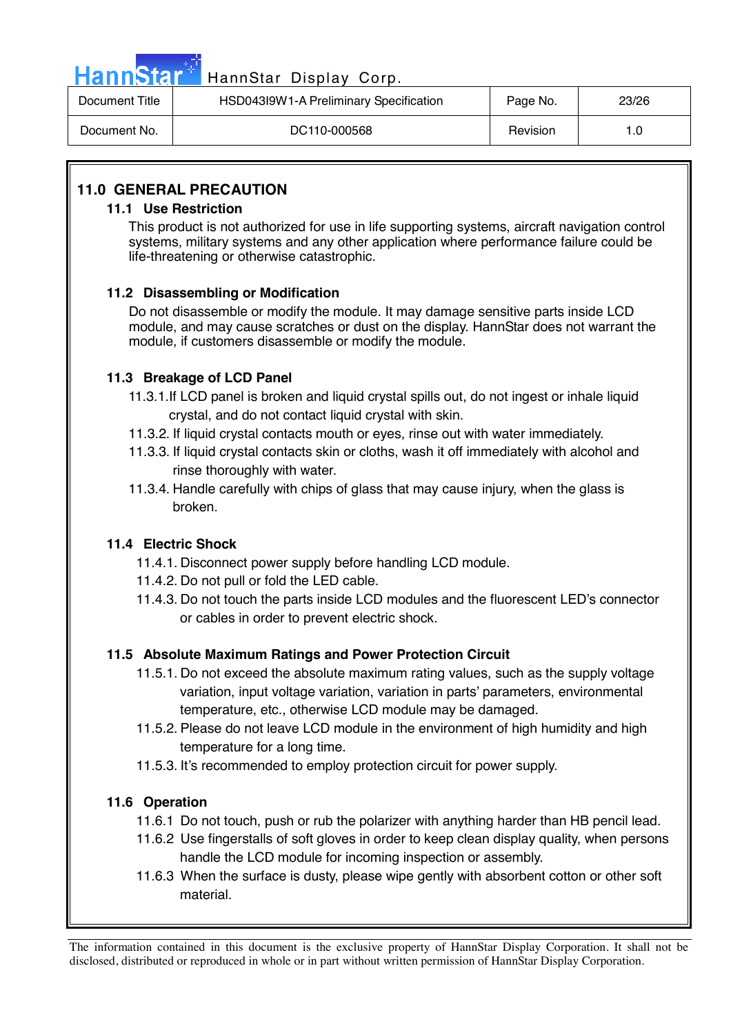## 11.0 GENERAL PRECAUTION

### 11.1 Use Restriction

This product is not authorized for use in life supporting systems, aircraft navigation control systems, military systems and any other application where performance failure could be life-threatening or otherwise catastrophic.

### 11.2 Disassembling or Modification

Do not disassemble or modify the module. It may damage sensitive parts inside LCD module, and may cause scratches or dust on the display. HannStar does not warrant the module, if customers disassemble or modify the module.

### 11.3 Breakage of LCD Panel

11.3.1. If LCD panel is broken and liquid crystal spills out, do not ingest or inhale liquid crystal, and do not contact liquid crystal with skin.

11.3.2. If liquid crystal contacts mouth or eyes, rinse out with water immediately.

11.3.3. If liquid crystal contacts skin or cloths, wash it off immediately with alcohol and rinse thoroughly with water.

11.3.4. Handle carefully with chips of glass that may cause injury, when the glass is broken.

### 11.4 Electric Shock

11.4.1. Disconnect power supply before handling LCD module.

11.4.2. Do not pull or fold the LED cable.

11.4.3. Do not touch the parts inside LCD modules and the fluorescent LED's connector or cables in order to prevent electric shock.

### 11.5 Absolute Maximum Ratings and Power Protection Circuit

11.5.1. Do not exceed the absolute maximum rating values, such as the supply voltage variation, input voltage variation, variation in parts' parameters, environmental temperature, etc., otherwise LCD module may be damaged.

11.5.2. Please do not leave LCD module in the environment of high humidity and high temperature for a long time.

11.5.3. It's recommended to employ protection circuit for power supply.

### 11.6 Operation

11.6.1 Do not touch, push or rub the polarizer with anything harder than HB pencil lead.

11.6.2 Use fingerstalls of soft gloves in order to keep clean display quality, when persons handle the LCD module for incoming inspection or assembly.

11.6.3 When the surface is dusty, please wipe gently with absorbent cotton or other soft material.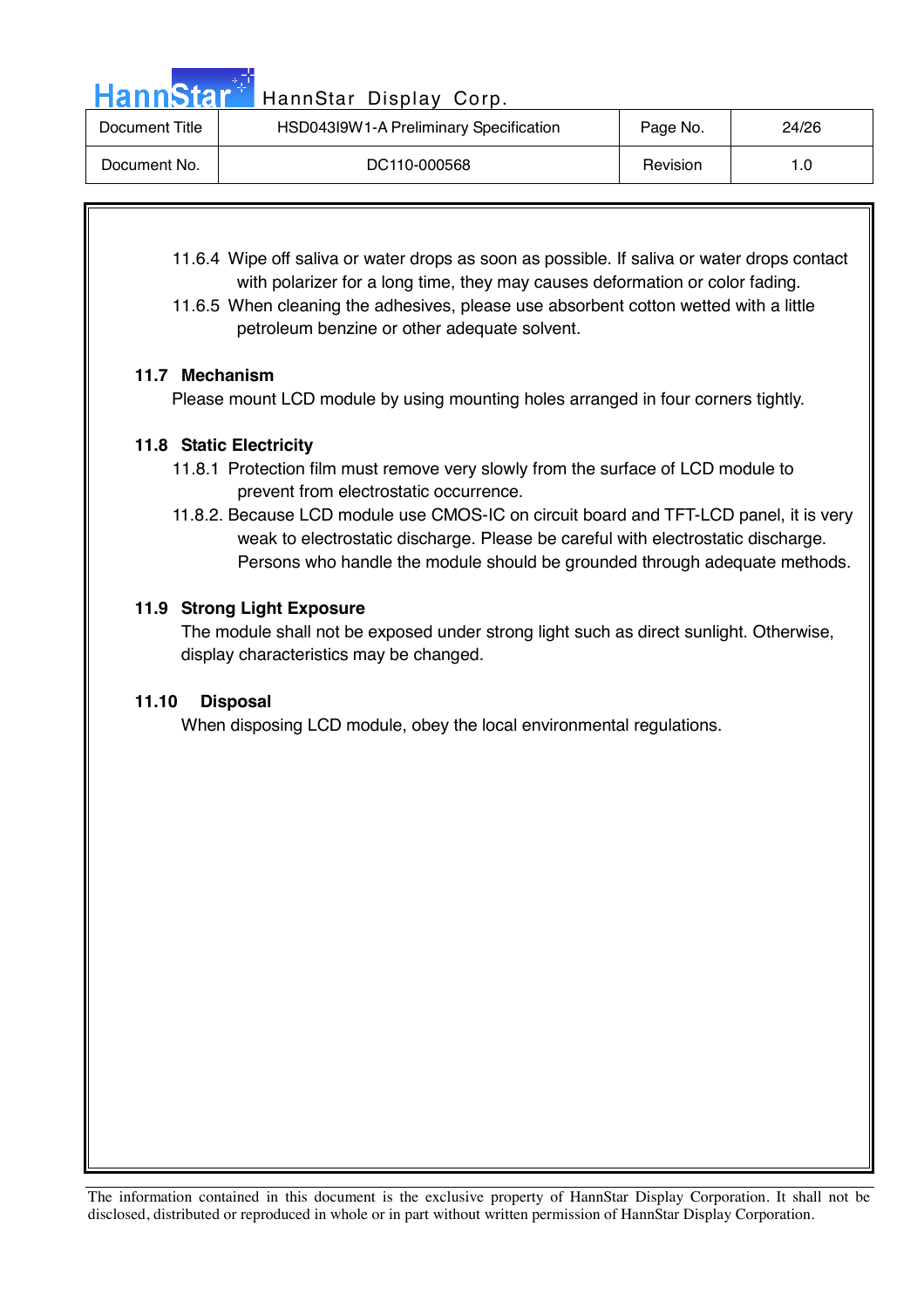11.6.4 Wipe off saliva or water drops as soon as possible. If saliva or water drops contact with polarizer for a long time, they may causes deformation or color fading.

11.6.5 When cleaning the adhesives, please use absorbent cotton wetted with a little petroleum benzine or other adequate solvent.

### 11.7 Mechanism

Please mount LCD module by using mounting holes arranged in four corners tightly.

### 11.8 Static Electricity

11.8.1 Protection film must remove very slowly from the surface of LCD module to prevent from electrostatic occurrence.

11.8.2. Because LCD module use CMOS-IC on circuit board and TFT-LCD panel, it is very weak to electrostatic discharge. Please be careful with electrostatic discharge. Persons who handle the module should be grounded through adequate methods.

### 11.9 Strong Light Exposure

The module shall not be exposed under strong light such as direct sunlight. Otherwise, display characteristics may be changed.

### 11.10 Disposal

When disposing LCD module, obey the local environmental regulations.